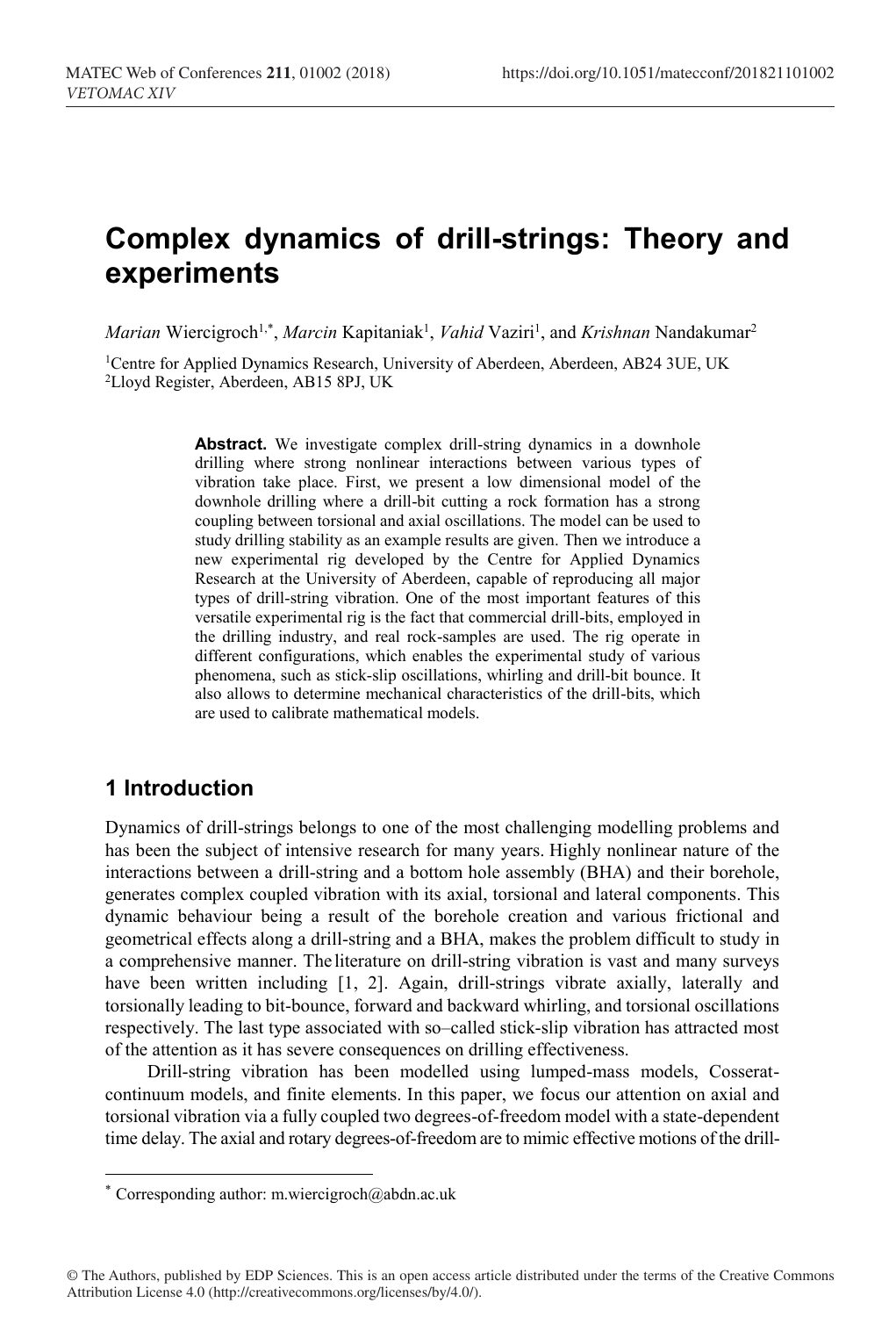# Complex dynamics of drill-strings: Theory and experiments

*Marian* Wiercigroch[1,*], *Marcin* Kapitaniak[1], *Vahid* Vaziri[1], and *Krishnan* Nandakumar[2]

[1]Centre for Applied Dynamics Research, University of Aberdeen, Aberdeen, AB24 3UE, UK
[2]Lloyd Register, Aberdeen, AB15 8PJ, UK

> **Abstract.** We investigate complex drill-string dynamics in a downhole drilling where strong nonlinear interactions between various types of vibration take place. First, we present a low dimensional model of the downhole drilling where a drill-bit cutting a rock formation has a strong coupling between torsional and axial oscillations. The model can be used to study drilling stability as an example results are given. Then we introduce a new experimental rig developed by the Centre for Applied Dynamics Research at the University of Aberdeen, capable of reproducing all major types of drill-string vibration. One of the most important features of this versatile experimental rig is the fact that commercial drill-bits, employed in the drilling industry, and real rock-samples are used. The rig operate in different configurations, which enables the experimental study of various phenomena, such as stick-slip oscillations, whirling and drill-bit bounce. It also allows to determine mechanical characteristics of the drill-bits, which are used to calibrate mathematical models.

## 1 Introduction

Dynamics of drill-strings belongs to one of the most challenging modelling problems and has been the subject of intensive research for many years. Highly nonlinear nature of the interactions between a drill-string and a bottom hole assembly (BHA) and their borehole, generates complex coupled vibration with its axial, torsional and lateral components. This dynamic behaviour being a result of the borehole creation and various frictional and geometrical effects along a drill-string and a BHA, makes the problem difficult to study in a comprehensive manner. The literature on drill-string vibration is vast and many surveys have been written including [1, 2]. Again, drill-strings vibrate axially, laterally and torsionally leading to bit-bounce, forward and backward whirling, and torsional oscillations respectively. The last type associated with so–called stick-slip vibration has attracted most of the attention as it has severe consequences on drilling effectiveness.

Drill-string vibration has been modelled using lumped-mass models, Cosserat-continuum models, and finite elements. In this paper, we focus our attention on axial and torsional vibration via a fully coupled two degrees-of-freedom model with a state-dependent time delay. The axial and rotary degrees-of-freedom are to mimic effective motions of the drill-

* Corresponding author: m.wiercigroch@abdn.ac.uk

© The Authors, published by EDP Sciences. This is an open access article distributed under the terms of the Creative Commons Attribution License 4.0 (http://creativecommons.org/licenses/by/4.0/).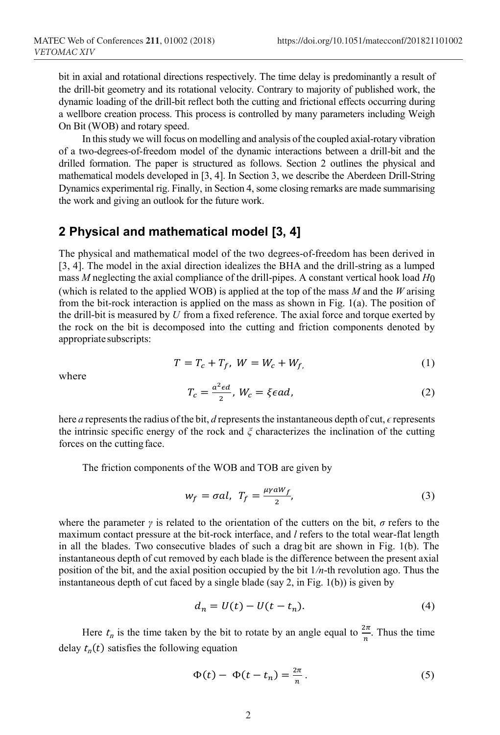bit in axial and rotational directions respectively. The time delay is predominantly a result of the drill-bit geometry and its rotational velocity. Contrary to majority of published work, the dynamic loading of the drill-bit reflect both the cutting and frictional effects occurring during a wellbore creation process. This process is controlled by many parameters including Weigh On Bit (WOB) and rotary speed.

In this study we will focus on modelling and analysis of the coupled axial-rotary vibration of a two-degrees-of-freedom model of the dynamic interactions between a drill-bit and the drilled formation. The paper is structured as follows. Section 2 outlines the physical and mathematical models developed in [3, 4]. In Section 3, we describe the Aberdeen Drill-String Dynamics experimental rig. Finally, in Section 4, some closing remarks are made summarising the work and giving an outlook for the future work.

## 2 Physical and mathematical model [3, 4]

The physical and mathematical model of the two degrees-of-freedom has been derived in [3, 4]. The model in the axial direction idealizes the BHA and the drill-string as a lumped mass $M$ neglecting the axial compliance of the drill-pipes. A constant vertical hook load $H_0$ (which is related to the applied WOB) is applied at the top of the mass $M$ and the $W$ arising from the bit-rock interaction is applied on the mass as shown in Fig. 1(a). The position of the drill-bit is measured by $U$ from a fixed reference. The axial force and torque exerted by the rock on the bit is decomposed into the cutting and friction components denoted by appropriate subscripts:

$$T = T_c + T_f,\ W = W_c + W_f, \tag{1}$$

where

$$T_c = \frac{a^2 \epsilon d}{2},\ W_c = \xi \epsilon a d, \tag{2}$$

here $a$ represents the radius of the bit, $d$ represents the instantaneous depth of cut, $\epsilon$ represents the intrinsic specific energy of the rock and $\xi$ characterizes the inclination of the cutting forces on the cutting face.

The friction components of the WOB and TOB are given by

$$w_f = \sigma a l,\ T_f = \frac{\mu \gamma a W_f}{2}, \tag{3}$$

where the parameter $\gamma$ is related to the orientation of the cutters on the bit, $\sigma$ refers to the maximum contact pressure at the bit-rock interface, and $l$ refers to the total wear-flat length in all the blades. Two consecutive blades of such a drag bit are shown in Fig. 1(b). The instantaneous depth of cut removed by each blade is the difference between the present axial position of the bit, and the axial position occupied by the bit $1/n$-th revolution ago. Thus the instantaneous depth of cut faced by a single blade (say 2, in Fig. 1(b)) is given by

$$d_n = U(t) - U(t - t_n). \tag{4}$$

Here $t_n$ is the time taken by the bit to rotate by an angle equal to $\frac{2\pi}{n}$. Thus the time delay $t_n(t)$ satisfies the following equation

$$\Phi(t) - \Phi(t - t_n) = \frac{2\pi}{n}. \tag{5}$$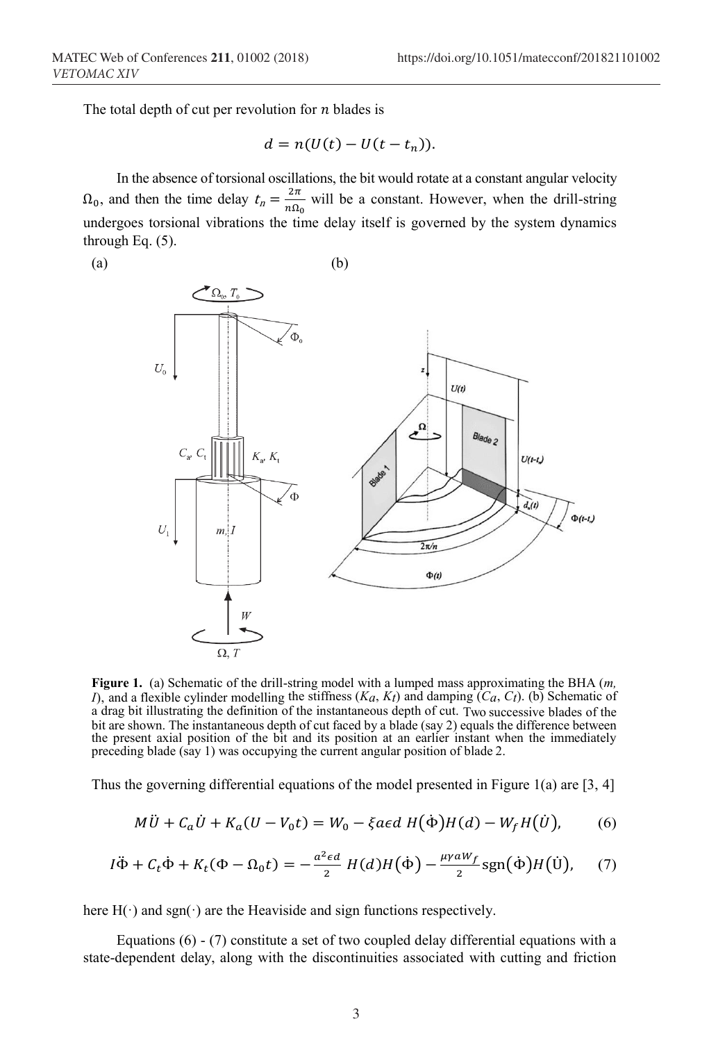The total depth of cut per revolution for $n$ blades is

$$d = n(U(t) - U(t - t_n)).$$

In the absence of torsional oscillations, the bit would rotate at a constant angular velocity $\Omega_0$, and then the time delay $t_n = \frac{2\pi}{n\Omega_0}$ will be a constant. However, when the drill-string undergoes torsional vibrations the time delay itself is governed by the system dynamics through Eq. (5).

(a) (b)

**Figure 1.** (a) Schematic of the drill-string model with a lumped mass approximating the BHA (*m, I*), and a flexible cylinder modelling the stiffness ($K_a$, $K_t$) and damping ($C_a$, $C_t$). (b) Schematic of a drag bit illustrating the definition of the instantaneous depth of cut. Two successive blades of the bit are shown. The instantaneous depth of cut faced by a blade (say 2) equals the difference between the present axial position of the bit and its position at an earlier instant when the immediately preceding blade (say 1) was occupying the current angular position of blade 2.

Thus the governing differential equations of the model presented in Figure 1(a) are [3, 4]

$$M\ddot{U} + C_a\dot{U} + K_a(U - V_0 t) = W_0 - \xi a \epsilon d\, H(\dot{\Phi})H(d) - W_f H(\dot{U}), \quad (6)$$

$$I\ddot{\Phi} + C_t\dot{\Phi} + K_t(\Phi - \Omega_0 t) = -\frac{a^2\epsilon d}{2}\, H(d)H(\dot{\Phi}) - \frac{\mu\gamma a W_f}{2}\operatorname{sgn}(\dot{\Phi})H(\dot{U}), \quad (7)$$

here $H(\cdot)$ and $\operatorname{sgn}(\cdot)$ are the Heaviside and sign functions respectively.

Equations (6) - (7) constitute a set of two coupled delay differential equations with a state-dependent delay, along with the discontinuities associated with cutting and friction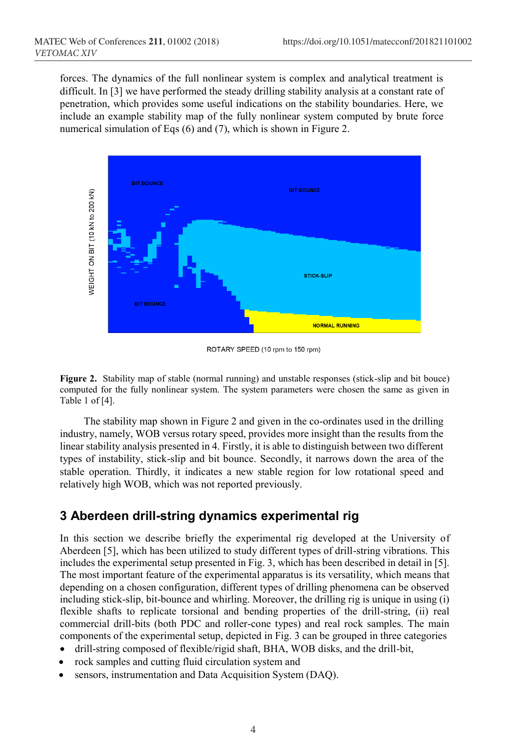forces. The dynamics of the full nonlinear system is complex and analytical treatment is difficult. In [3] we have performed the steady drilling stability analysis at a constant rate of penetration, which provides some useful indications on the stability boundaries. Here, we include an example stability map of the fully nonlinear system computed by brute force numerical simulation of Eqs (6) and (7), which is shown in Figure 2.

**Figure 2.** Stability map of stable (normal running) and unstable responses (stick-slip and bit bouce) computed for the fully nonlinear system. The system parameters were chosen the same as given in Table 1 of [4].

The stability map shown in Figure 2 and given in the co-ordinates used in the drilling industry, namely, WOB versus rotary speed, provides more insight than the results from the linear stability analysis presented in 4. Firstly, it is able to distinguish between two different types of instability, stick-slip and bit bounce. Secondly, it narrows down the area of the stable operation. Thirdly, it indicates a new stable region for low rotational speed and relatively high WOB, which was not reported previously.

## 3 Aberdeen drill-string dynamics experimental rig

In this section we describe briefly the experimental rig developed at the University of Aberdeen [5], which has been utilized to study different types of drill-string vibrations. This includes the experimental setup presented in Fig. 3, which has been described in detail in [5]. The most important feature of the experimental apparatus is its versatility, which means that depending on a chosen configuration, different types of drilling phenomena can be observed including stick-slip, bit-bounce and whirling. Moreover, the drilling rig is unique in using (i) flexible shafts to replicate torsional and bending properties of the drill-string, (ii) real commercial drill-bits (both PDC and roller-cone types) and real rock samples. The main components of the experimental setup, depicted in Fig. 3 can be grouped in three categories

- drill-string composed of flexible/rigid shaft, BHA, WOB disks, and the drill-bit,
- rock samples and cutting fluid circulation system and
- sensors, instrumentation and Data Acquisition System (DAQ).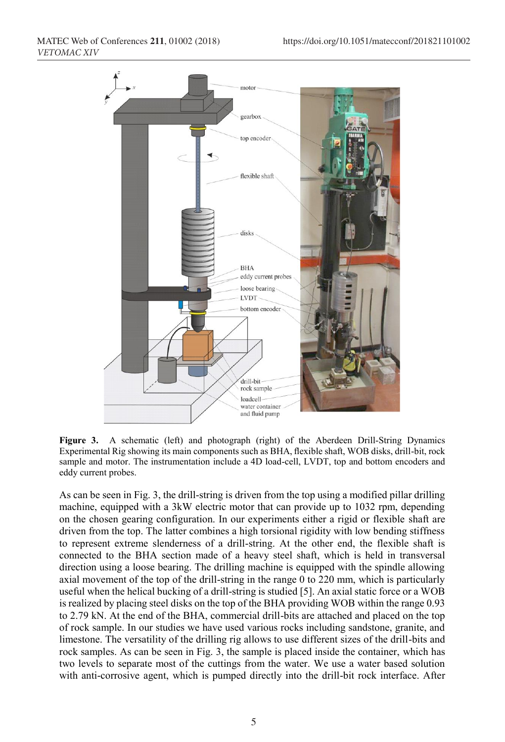**Figure 3.** A schematic (left) and photograph (right) of the Aberdeen Drill-String Dynamics Experimental Rig showing its main components such as BHA, flexible shaft, WOB disks, drill-bit, rock sample and motor. The instrumentation include a 4D load-cell, LVDT, top and bottom encoders and eddy current probes.

As can be seen in Fig. 3, the drill-string is driven from the top using a modified pillar drilling machine, equipped with a 3kW electric motor that can provide up to 1032 rpm, depending on the chosen gearing configuration. In our experiments either a rigid or flexible shaft are driven from the top. The latter combines a high torsional rigidity with low bending stiffness to represent extreme slenderness of a drill-string. At the other end, the flexible shaft is connected to the BHA section made of a heavy steel shaft, which is held in transversal direction using a loose bearing. The drilling machine is equipped with the spindle allowing axial movement of the top of the drill-string in the range 0 to 220 mm, which is particularly useful when the helical bucking of a drill-string is studied [5]. An axial static force or a WOB is realized by placing steel disks on the top of the BHA providing WOB within the range 0.93 to 2.79 kN. At the end of the BHA, commercial drill-bits are attached and placed on the top of rock sample. In our studies we have used various rocks including sandstone, granite, and limestone. The versatility of the drilling rig allows to use different sizes of the drill-bits and rock samples. As can be seen in Fig. 3, the sample is placed inside the container, which has two levels to separate most of the cuttings from the water. We use a water based solution with anti-corrosive agent, which is pumped directly into the drill-bit rock interface. After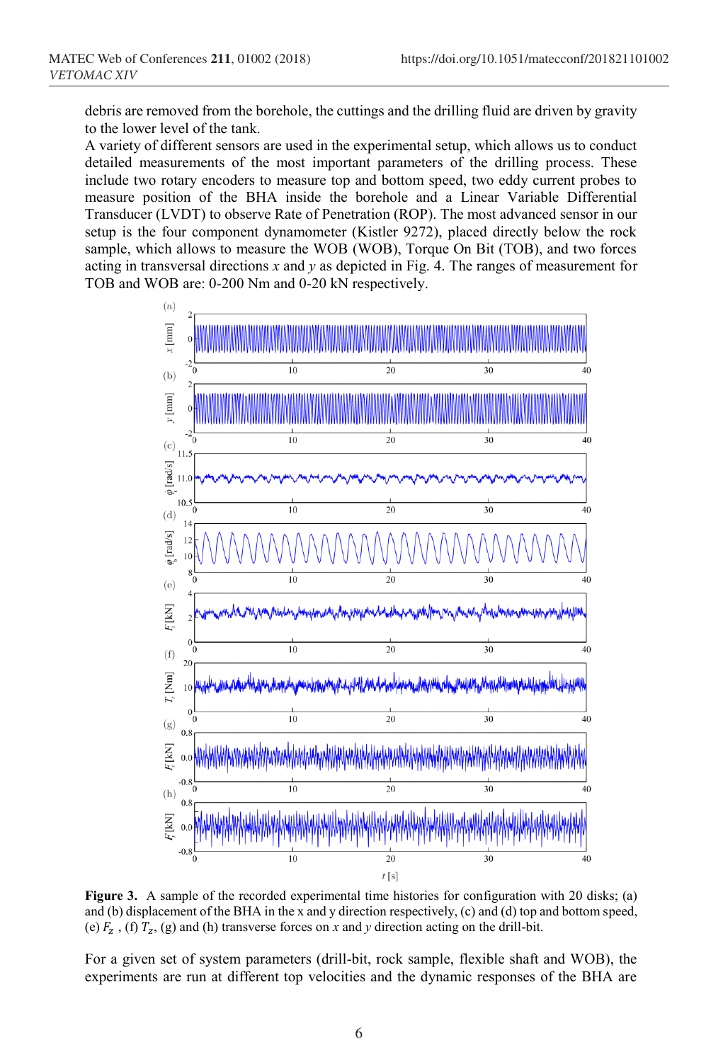debris are removed from the borehole, the cuttings and the drilling fluid are driven by gravity to the lower level of the tank.

A variety of different sensors are used in the experimental setup, which allows us to conduct detailed measurements of the most important parameters of the drilling process. These include two rotary encoders to measure top and bottom speed, two eddy current probes to measure position of the BHA inside the borehole and a Linear Variable Differential Transducer (LVDT) to observe Rate of Penetration (ROP). The most advanced sensor in our setup is the four component dynamometer (Kistler 9272), placed directly below the rock sample, which allows to measure the WOB (WOB), Torque On Bit (TOB), and two forces acting in transversal directions $x$ and $y$ as depicted in Fig. 4. The ranges of measurement for TOB and WOB are: 0-200 Nm and 0-20 kN respectively.

**Figure 3.** A sample of the recorded experimental time histories for configuration with 20 disks; (a) and (b) displacement of the BHA in the x and y direction respectively, (c) and (d) top and bottom speed, (e) $F_z$ , (f) $T_z$, (g) and (h) transverse forces on $x$ and $y$ direction acting on the drill-bit.

For a given set of system parameters (drill-bit, rock sample, flexible shaft and WOB), the experiments are run at different top velocities and the dynamic responses of the BHA are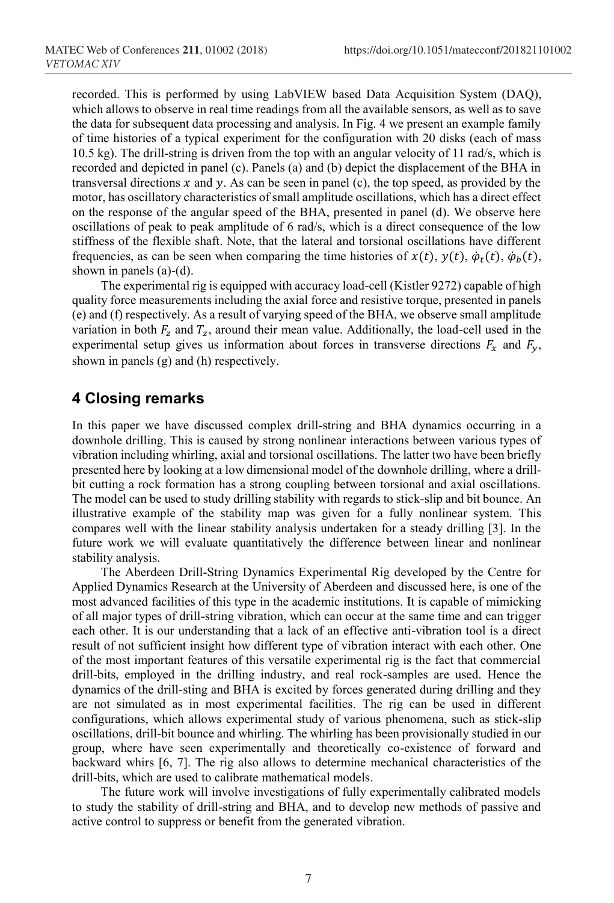recorded. This is performed by using LabVIEW based Data Acquisition System (DAQ), which allows to observe in real time readings from all the available sensors, as well as to save the data for subsequent data processing and analysis. In Fig. 4 we present an example family of time histories of a typical experiment for the configuration with 20 disks (each of mass 10.5 kg). The drill-string is driven from the top with an angular velocity of 11 rad/s, which is recorded and depicted in panel (c). Panels (a) and (b) depict the displacement of the BHA in transversal directions $x$ and $y$. As can be seen in panel (c), the top speed, as provided by the motor, has oscillatory characteristics of small amplitude oscillations, which has a direct effect on the response of the angular speed of the BHA, presented in panel (d). We observe here oscillations of peak to peak amplitude of 6 rad/s, which is a direct consequence of the low stiffness of the flexible shaft. Note, that the lateral and torsional oscillations have different frequencies, as can be seen when comparing the time histories of $x(t)$, $y(t)$, $\dot{\varphi}_t(t)$, $\dot{\varphi}_b(t)$, shown in panels (a)-(d).

The experimental rig is equipped with accuracy load-cell (Kistler 9272) capable of high quality force measurements including the axial force and resistive torque, presented in panels (e) and (f) respectively. As a result of varying speed of the BHA, we observe small amplitude variation in both $F_z$ and $T_z$, around their mean value. Additionally, the load-cell used in the experimental setup gives us information about forces in transverse directions $F_x$ and $F_y$, shown in panels (g) and (h) respectively.

## 4 Closing remarks

In this paper we have discussed complex drill-string and BHA dynamics occurring in a downhole drilling. This is caused by strong nonlinear interactions between various types of vibration including whirling, axial and torsional oscillations. The latter two have been briefly presented here by looking at a low dimensional model of the downhole drilling, where a drill-bit cutting a rock formation has a strong coupling between torsional and axial oscillations. The model can be used to study drilling stability with regards to stick-slip and bit bounce. An illustrative example of the stability map was given for a fully nonlinear system. This compares well with the linear stability analysis undertaken for a steady drilling [3]. In the future work we will evaluate quantitatively the difference between linear and nonlinear stability analysis.

The Aberdeen Drill-String Dynamics Experimental Rig developed by the Centre for Applied Dynamics Research at the University of Aberdeen and discussed here, is one of the most advanced facilities of this type in the academic institutions. It is capable of mimicking of all major types of drill-string vibration, which can occur at the same time and can trigger each other. It is our understanding that a lack of an effective anti-vibration tool is a direct result of not sufficient insight how different type of vibration interact with each other. One of the most important features of this versatile experimental rig is the fact that commercial drill-bits, employed in the drilling industry, and real rock-samples are used. Hence the dynamics of the drill-sting and BHA is excited by forces generated during drilling and they are not simulated as in most experimental facilities. The rig can be used in different configurations, which allows experimental study of various phenomena, such as stick-slip oscillations, drill-bit bounce and whirling. The whirling has been provisionally studied in our group, where have seen experimentally and theoretically co-existence of forward and backward whirs [6, 7]. The rig also allows to determine mechanical characteristics of the drill-bits, which are used to calibrate mathematical models.

The future work will involve investigations of fully experimentally calibrated models to study the stability of drill-string and BHA, and to develop new methods of passive and active control to suppress or benefit from the generated vibration.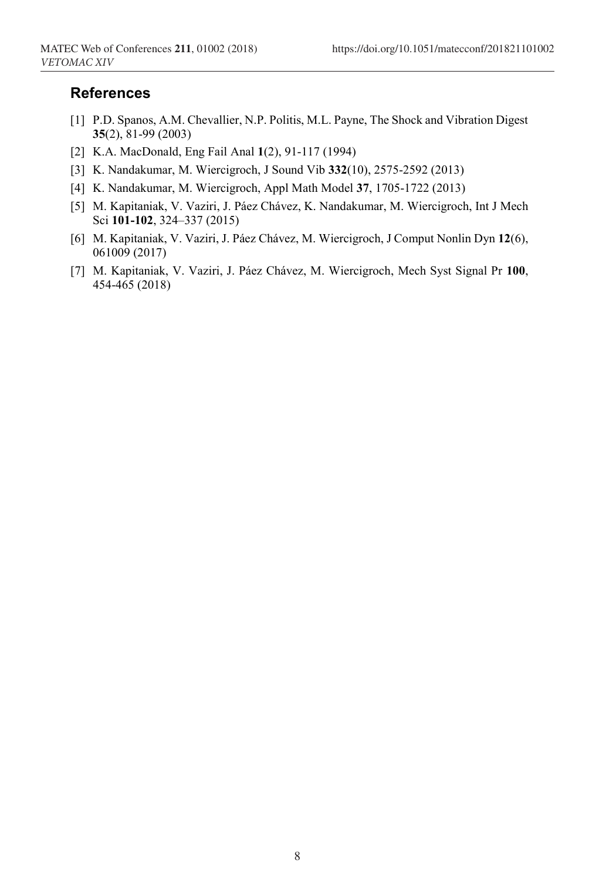## References

[1] P.D. Spanos, A.M. Chevallier, N.P. Politis, M.L. Payne, The Shock and Vibration Digest **35**(2), 81-99 (2003)

[2] K.A. MacDonald, Eng Fail Anal **1**(2), 91-117 (1994)

[3] K. Nandakumar, M. Wiercigroch, J Sound Vib **332**(10), 2575-2592 (2013)

[4] K. Nandakumar, M. Wiercigroch, Appl Math Model **37**, 1705-1722 (2013)

[5] M. Kapitaniak, V. Vaziri, J. Páez Chávez, K. Nandakumar, M. Wiercigroch, Int J Mech Sci **101-102**, 324–337 (2015)

[6] M. Kapitaniak, V. Vaziri, J. Páez Chávez, M. Wiercigroch, J Comput Nonlin Dyn **12**(6), 061009 (2017)

[7] M. Kapitaniak, V. Vaziri, J. Páez Chávez, M. Wiercigroch, Mech Syst Signal Pr **100**, 454-465 (2018)